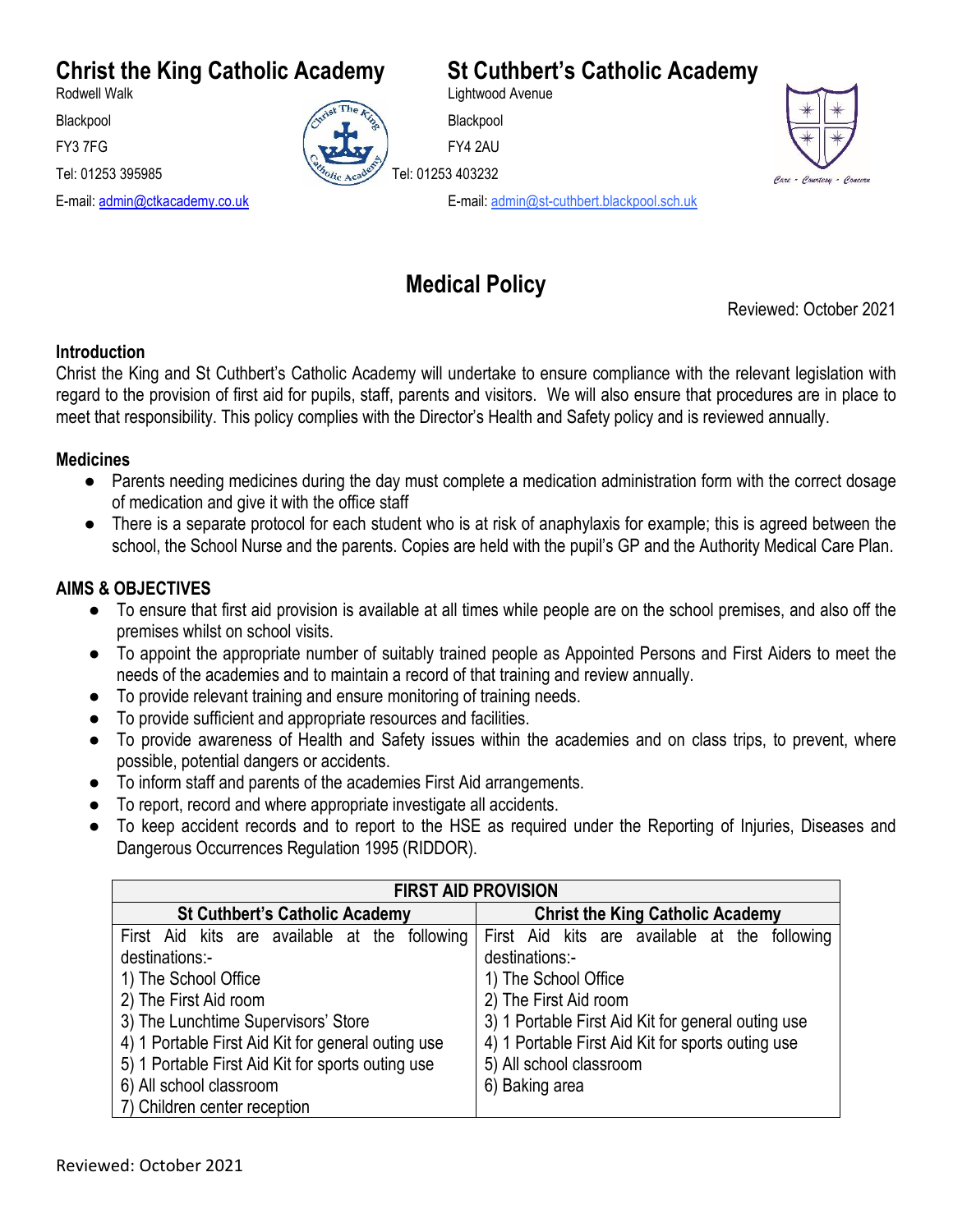## Christ the King Catholic Academy

Rodwell Walk

Blackpool

FY3 7FG

Tel: 01253 395985

E-mail: admin@ctkacademy.co.uk

## St Cuthbert's Catholic Academy

Lightwood Avenue

Blackpool

FY4 2AU

Tel: 01253 403232

E-mail: admin@st-cuthbert.blackpool.sch.uk

# Medical Policy

Reviewed: October 2021

### Introduction

Christ the King and St Cuthbert's Catholic Academy will undertake to ensure compliance with the relevant legislation with regard to the provision of first aid for pupils, staff, parents and visitors. We will also ensure that procedures are in place to meet that responsibility. This policy complies with the Director's Health and Safety policy and is reviewed annually.

### Medicines

- Parents needing medicines during the day must complete a medication administration form with the correct dosage of medication and give it with the office staff
- There is a separate protocol for each student who is at risk of anaphylaxis for example; this is agreed between the school, the School Nurse and the parents. Copies are held with the pupil's GP and the Authority Medical Care Plan.

### AIMS & OBJECTIVES

- To ensure that first aid provision is available at all times while people are on the school premises, and also off the premises whilst on school visits.
- To appoint the appropriate number of suitably trained people as Appointed Persons and First Aiders to meet the needs of the academies and to maintain a record of that training and review annually.
- To provide relevant training and ensure monitoring of training needs.
- To provide sufficient and appropriate resources and facilities.
- To provide awareness of Health and Safety issues within the academies and on class trips, to prevent, where possible, potential dangers or accidents.
- To inform staff and parents of the academies First Aid arrangements.
- To report, record and where appropriate investigate all accidents.
- To keep accident records and to report to the HSE as required under the Reporting of Injuries, Diseases and Dangerous Occurrences Regulation 1995 (RIDDOR).

| FIRST AID PROVISION | |
|---|---|
| **St Cuthbert's Catholic Academy** | **Christ the King Catholic Academy** |
| First Aid kits are available at the following destinations:-<br>1) The School Office<br>2) The First Aid room<br>3) The Lunchtime Supervisors' Store<br>4) 1 Portable First Aid Kit for general outing use<br>5) 1 Portable First Aid Kit for sports outing use<br>6) All school classroom<br>7) Children center reception | First Aid kits are available at the following destinations:-<br>1) The School Office<br>2) The First Aid room<br>3) 1 Portable First Aid Kit for general outing use<br>4) 1 Portable First Aid Kit for sports outing use<br>5) All school classroom<br>6) Baking area |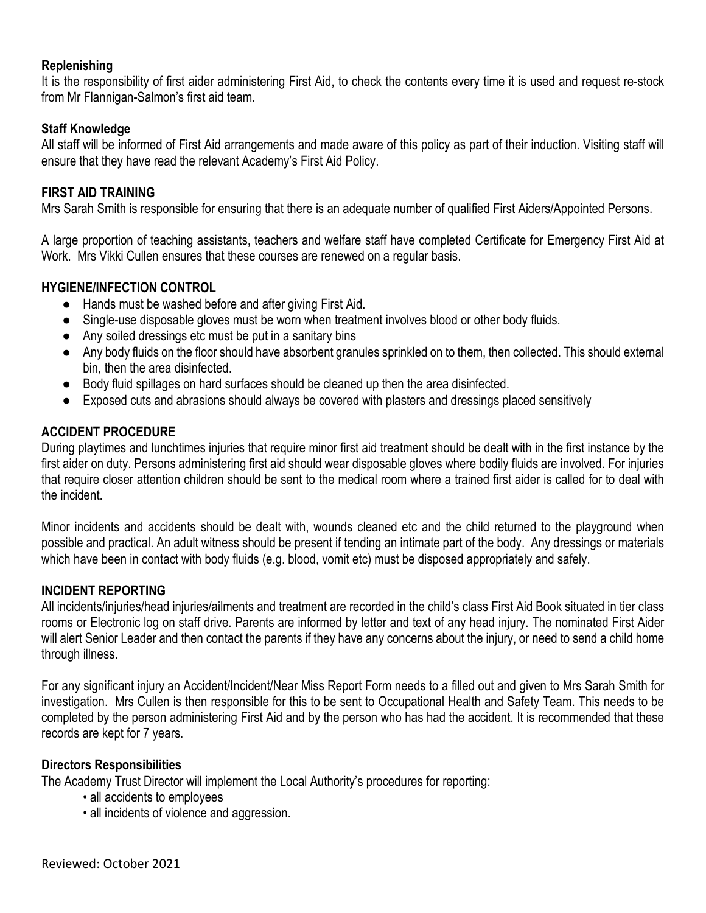**Replenishing**

It is the responsibility of first aider administering First Aid, to check the contents every time it is used and request re-stock from Mr Flannigan-Salmon's first aid team.

**Staff Knowledge**

All staff will be informed of First Aid arrangements and made aware of this policy as part of their induction. Visiting staff will ensure that they have read the relevant Academy's First Aid Policy.

## FIRST AID TRAINING

Mrs Sarah Smith is responsible for ensuring that there is an adequate number of qualified First Aiders/Appointed Persons.

A large proportion of teaching assistants, teachers and welfare staff have completed Certificate for Emergency First Aid at Work. Mrs Vikki Cullen ensures that these courses are renewed on a regular basis.

## HYGIENE/INFECTION CONTROL

- Hands must be washed before and after giving First Aid.
- Single-use disposable gloves must be worn when treatment involves blood or other body fluids.
- Any soiled dressings etc must be put in a sanitary bins
- Any body fluids on the floor should have absorbent granules sprinkled on to them, then collected. This should external bin, then the area disinfected.
- Body fluid spillages on hard surfaces should be cleaned up then the area disinfected.
- Exposed cuts and abrasions should always be covered with plasters and dressings placed sensitively

## ACCIDENT PROCEDURE

During playtimes and lunchtimes injuries that require minor first aid treatment should be dealt with in the first instance by the first aider on duty. Persons administering first aid should wear disposable gloves where bodily fluids are involved. For injuries that require closer attention children should be sent to the medical room where a trained first aider is called for to deal with the incident.

Minor incidents and accidents should be dealt with, wounds cleaned etc and the child returned to the playground when possible and practical. An adult witness should be present if tending an intimate part of the body. Any dressings or materials which have been in contact with body fluids (e.g. blood, vomit etc) must be disposed appropriately and safely.

## INCIDENT REPORTING

All incidents/injuries/head injuries/ailments and treatment are recorded in the child's class First Aid Book situated in tier class rooms or Electronic log on staff drive. Parents are informed by letter and text of any head injury. The nominated First Aider will alert Senior Leader and then contact the parents if they have any concerns about the injury, or need to send a child home through illness.

For any significant injury an Accident/Incident/Near Miss Report Form needs to a filled out and given to Mrs Sarah Smith for investigation. Mrs Cullen is then responsible for this to be sent to Occupational Health and Safety Team. This needs to be completed by the person administering First Aid and by the person who has had the accident. It is recommended that these records are kept for 7 years.

**Directors Responsibilities**

The Academy Trust Director will implement the Local Authority's procedures for reporting:

- all accidents to employees
- all incidents of violence and aggression.

Reviewed: October 2021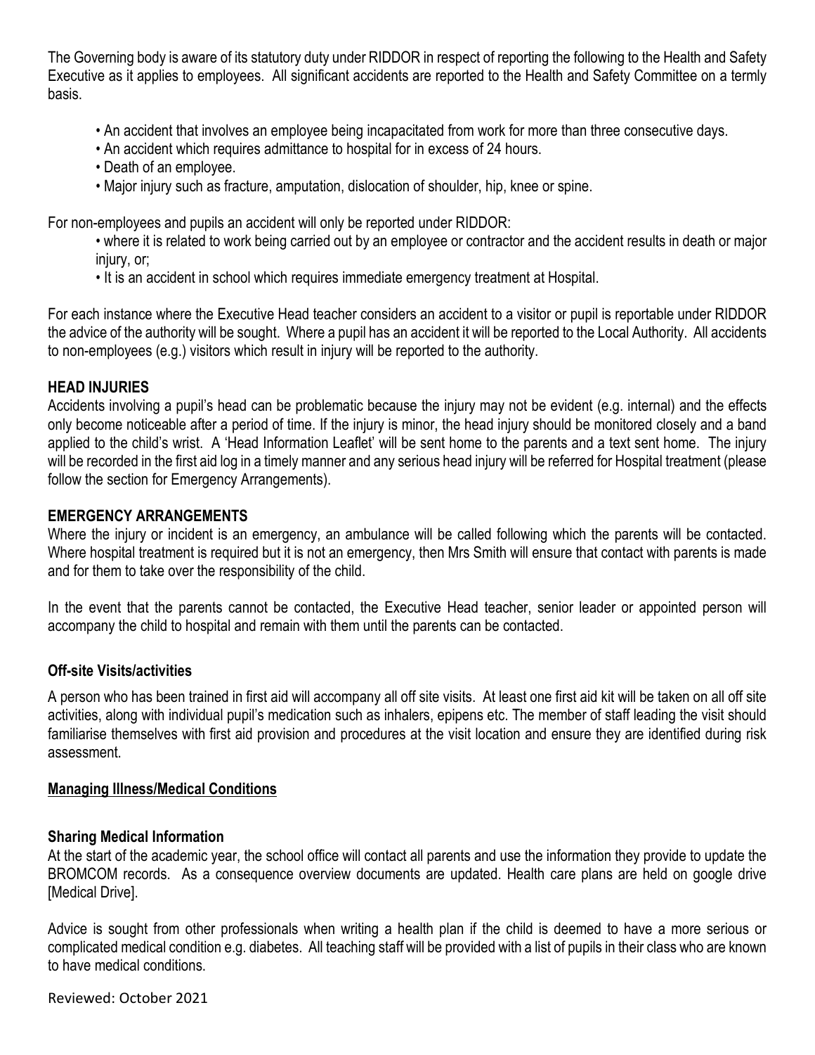The Governing body is aware of its statutory duty under RIDDOR in respect of reporting the following to the Health and Safety Executive as it applies to employees. All significant accidents are reported to the Health and Safety Committee on a termly basis.

- An accident that involves an employee being incapacitated from work for more than three consecutive days.
- An accident which requires admittance to hospital for in excess of 24 hours.
- Death of an employee.
- Major injury such as fracture, amputation, dislocation of shoulder, hip, knee or spine.

For non-employees and pupils an accident will only be reported under RIDDOR:

- where it is related to work being carried out by an employee or contractor and the accident results in death or major injury, or;
- It is an accident in school which requires immediate emergency treatment at Hospital.

For each instance where the Executive Head teacher considers an accident to a visitor or pupil is reportable under RIDDOR the advice of the authority will be sought. Where a pupil has an accident it will be reported to the Local Authority. All accidents to non-employees (e.g.) visitors which result in injury will be reported to the authority.

**HEAD INJURIES**

Accidents involving a pupil's head can be problematic because the injury may not be evident (e.g. internal) and the effects only become noticeable after a period of time. If the injury is minor, the head injury should be monitored closely and a band applied to the child's wrist. A 'Head Information Leaflet' will be sent home to the parents and a text sent home. The injury will be recorded in the first aid log in a timely manner and any serious head injury will be referred for Hospital treatment (please follow the section for Emergency Arrangements).

**EMERGENCY ARRANGEMENTS**

Where the injury or incident is an emergency, an ambulance will be called following which the parents will be contacted. Where hospital treatment is required but it is not an emergency, then Mrs Smith will ensure that contact with parents is made and for them to take over the responsibility of the child.

In the event that the parents cannot be contacted, the Executive Head teacher, senior leader or appointed person will accompany the child to hospital and remain with them until the parents can be contacted.

**Off-site Visits/activities**

A person who has been trained in first aid will accompany all off site visits. At least one first aid kit will be taken on all off site activities, along with individual pupil's medication such as inhalers, epipens etc. The member of staff leading the visit should familiarise themselves with first aid provision and procedures at the visit location and ensure they are identified during risk assessment.

**Managing Illness/Medical Conditions**

**Sharing Medical Information**

At the start of the academic year, the school office will contact all parents and use the information they provide to update the BROMCOM records. As a consequence overview documents are updated. Health care plans are held on google drive [Medical Drive].

Advice is sought from other professionals when writing a health plan if the child is deemed to have a more serious or complicated medical condition e.g. diabetes. All teaching staff will be provided with a list of pupils in their class who are known to have medical conditions.

Reviewed: October 2021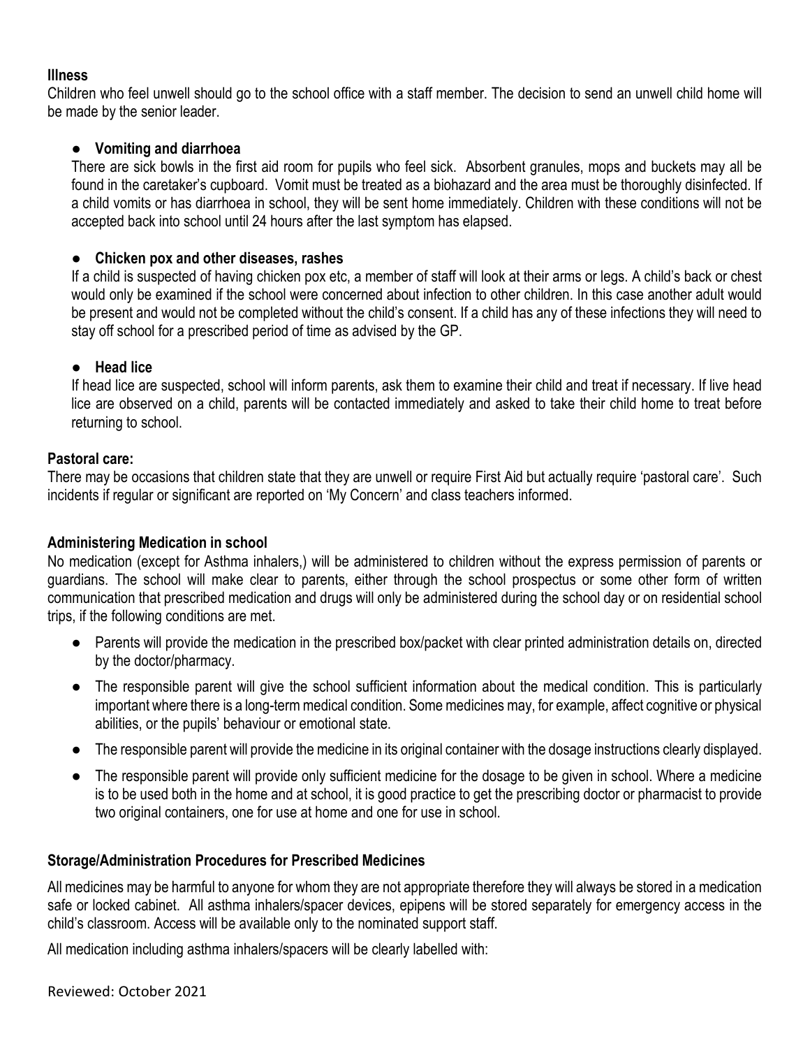**Illness**

Children who feel unwell should go to the school office with a staff member. The decision to send an unwell child home will be made by the senior leader.

- **Vomiting and diarrhoea**

  There are sick bowls in the first aid room for pupils who feel sick. Absorbent granules, mops and buckets may all be found in the caretaker's cupboard. Vomit must be treated as a biohazard and the area must be thoroughly disinfected. If a child vomits or has diarrhoea in school, they will be sent home immediately. Children with these conditions will not be accepted back into school until 24 hours after the last symptom has elapsed.

- **Chicken pox and other diseases, rashes**

  If a child is suspected of having chicken pox etc, a member of staff will look at their arms or legs. A child's back or chest would only be examined if the school were concerned about infection to other children. In this case another adult would be present and would not be completed without the child's consent. If a child has any of these infections they will need to stay off school for a prescribed period of time as advised by the GP.

- **Head lice**

  If head lice are suspected, school will inform parents, ask them to examine their child and treat if necessary. If live head lice are observed on a child, parents will be contacted immediately and asked to take their child home to treat before returning to school.

**Pastoral care:**

There may be occasions that children state that they are unwell or require First Aid but actually require 'pastoral care'. Such incidents if regular or significant are reported on 'My Concern' and class teachers informed.

**Administering Medication in school**

No medication (except for Asthma inhalers,) will be administered to children without the express permission of parents or guardians. The school will make clear to parents, either through the school prospectus or some other form of written communication that prescribed medication and drugs will only be administered during the school day or on residential school trips, if the following conditions are met.

- Parents will provide the medication in the prescribed box/packet with clear printed administration details on, directed by the doctor/pharmacy.
- The responsible parent will give the school sufficient information about the medical condition. This is particularly important where there is a long-term medical condition. Some medicines may, for example, affect cognitive or physical abilities, or the pupils' behaviour or emotional state.
- The responsible parent will provide the medicine in its original container with the dosage instructions clearly displayed.
- The responsible parent will provide only sufficient medicine for the dosage to be given in school. Where a medicine is to be used both in the home and at school, it is good practice to get the prescribing doctor or pharmacist to provide two original containers, one for use at home and one for use in school.

**Storage/Administration Procedures for Prescribed Medicines**

All medicines may be harmful to anyone for whom they are not appropriate therefore they will always be stored in a medication safe or locked cabinet. All asthma inhalers/spacer devices, epipens will be stored separately for emergency access in the child's classroom. Access will be available only to the nominated support staff.

All medication including asthma inhalers/spacers will be clearly labelled with:

Reviewed: October 2021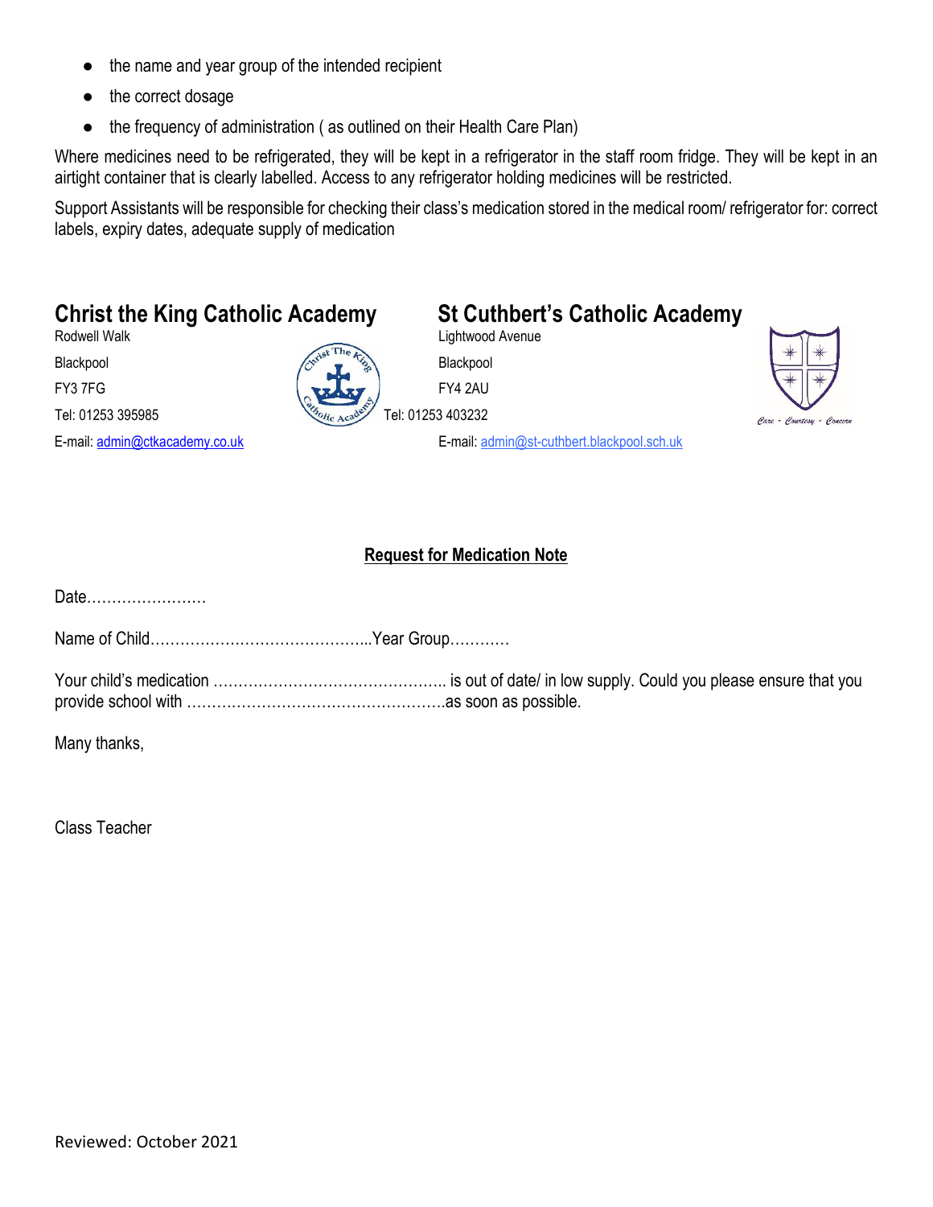- the name and year group of the intended recipient
- the correct dosage
- the frequency of administration ( as outlined on their Health Care Plan)

Where medicines need to be refrigerated, they will be kept in a refrigerator in the staff room fridge. They will be kept in an airtight container that is clearly labelled. Access to any refrigerator holding medicines will be restricted.

Support Assistants will be responsible for checking their class's medication stored in the medical room/ refrigerator for: correct labels, expiry dates, adequate supply of medication

**Christ the King Catholic Academy**
Rodwell Walk
Blackpool
FY3 7FG
Tel: 01253 395985
E-mail: admin@ctkacademy.co.uk

**St Cuthbert's Catholic Academy**
Lightwood Avenue
Blackpool
FY4 2AU
Tel: 01253 403232
E-mail: admin@st-cuthbert.blackpool.sch.uk

**Request for Medication Note**

Date……………………

Name of Child……………………………………...Year Group…………

Your child's medication ……………………………………….. is out of date/ in low supply. Could you please ensure that you provide school with …………………………………………….as soon as possible.

Many thanks,

Class Teacher

Reviewed: October 2021